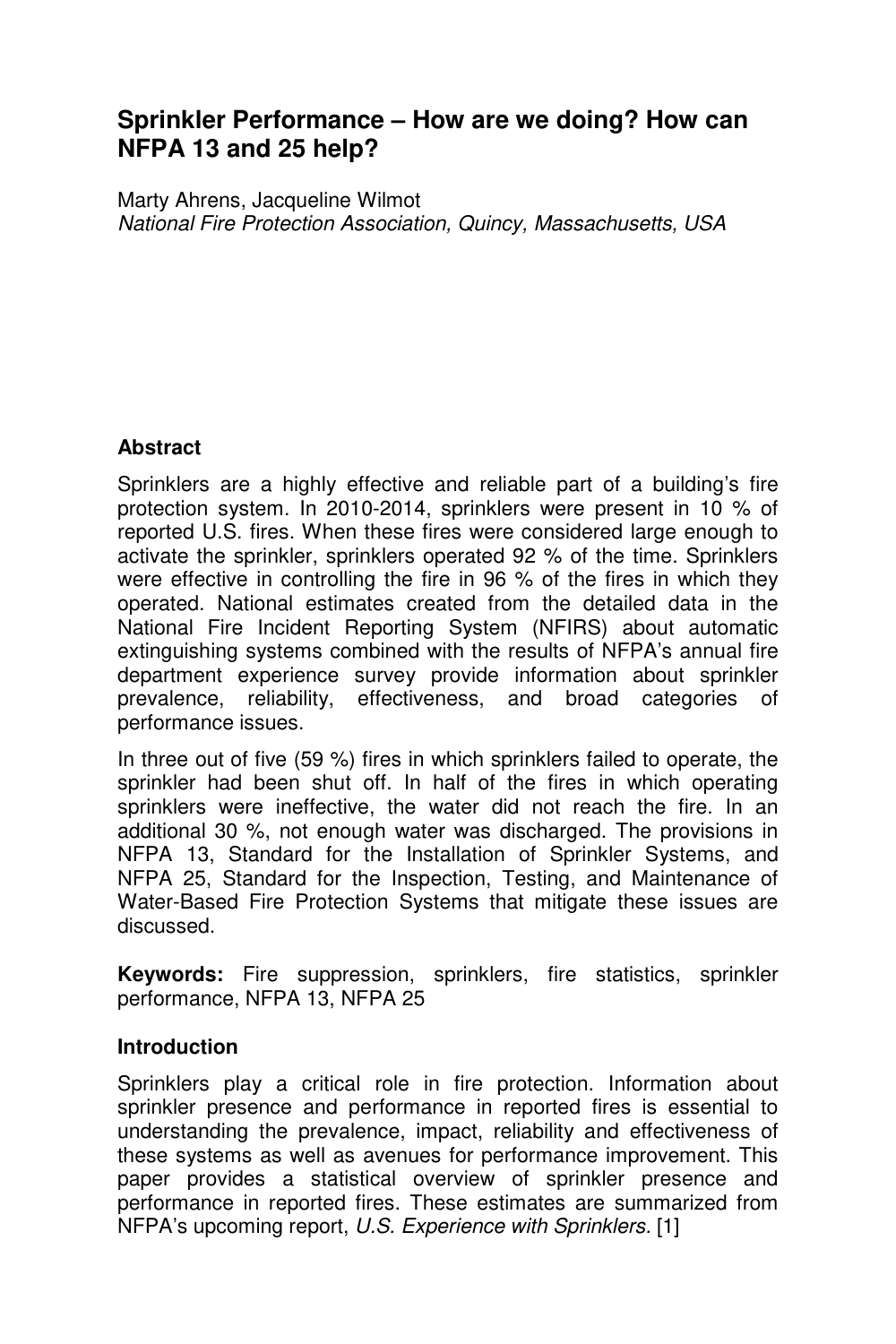# Sprinkler Performance – How are we doing? How can NFPA 13 and 25 help?

Marty Ahrens, Jacqueline Wilmot
*National Fire Protection Association, Quincy, Massachusetts, USA*

## Abstract

Sprinklers are a highly effective and reliable part of a building's fire protection system. In 2010-2014, sprinklers were present in 10 % of reported U.S. fires. When these fires were considered large enough to activate the sprinkler, sprinklers operated 92 % of the time. Sprinklers were effective in controlling the fire in 96 % of the fires in which they operated. National estimates created from the detailed data in the National Fire Incident Reporting System (NFIRS) about automatic extinguishing systems combined with the results of NFPA's annual fire department experience survey provide information about sprinkler prevalence, reliability, effectiveness, and broad categories of performance issues.

In three out of five (59 %) fires in which sprinklers failed to operate, the sprinkler had been shut off. In half of the fires in which operating sprinklers were ineffective, the water did not reach the fire. In an additional 30 %, not enough water was discharged. The provisions in NFPA 13, Standard for the Installation of Sprinkler Systems, and NFPA 25, Standard for the Inspection, Testing, and Maintenance of Water-Based Fire Protection Systems that mitigate these issues are discussed.

**Keywords:** Fire suppression, sprinklers, fire statistics, sprinkler performance, NFPA 13, NFPA 25

## Introduction

Sprinklers play a critical role in fire protection. Information about sprinkler presence and performance in reported fires is essential to understanding the prevalence, impact, reliability and effectiveness of these systems as well as avenues for performance improvement. This paper provides a statistical overview of sprinkler presence and performance in reported fires. These estimates are summarized from NFPA's upcoming report, *U.S. Experience with Sprinklers.* [1]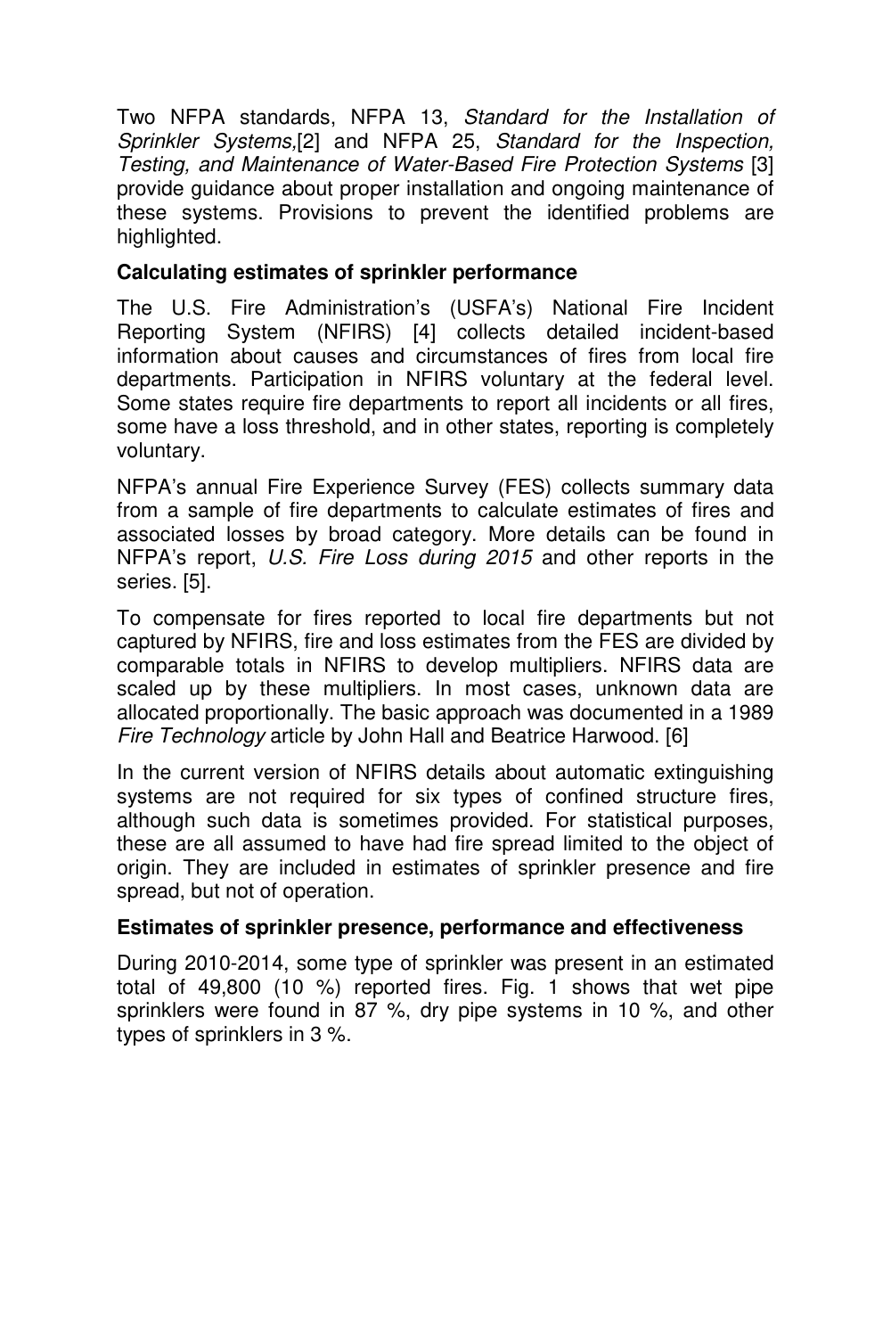Two NFPA standards, NFPA 13, *Standard for the Installation of Sprinkler Systems*,[2] and NFPA 25, *Standard for the Inspection, Testing, and Maintenance of Water-Based Fire Protection Systems* [3] provide guidance about proper installation and ongoing maintenance of these systems. Provisions to prevent the identified problems are highlighted.

### Calculating estimates of sprinkler performance

The U.S. Fire Administration's (USFA's) National Fire Incident Reporting System (NFIRS) [4] collects detailed incident-based information about causes and circumstances of fires from local fire departments. Participation in NFIRS voluntary at the federal level. Some states require fire departments to report all incidents or all fires, some have a loss threshold, and in other states, reporting is completely voluntary.

NFPA's annual Fire Experience Survey (FES) collects summary data from a sample of fire departments to calculate estimates of fires and associated losses by broad category. More details can be found in NFPA's report, *U.S. Fire Loss during 2015* and other reports in the series. [5].

To compensate for fires reported to local fire departments but not captured by NFIRS, fire and loss estimates from the FES are divided by comparable totals in NFIRS to develop multipliers. NFIRS data are scaled up by these multipliers. In most cases, unknown data are allocated proportionally. The basic approach was documented in a 1989 *Fire Technology* article by John Hall and Beatrice Harwood. [6]

In the current version of NFIRS details about automatic extinguishing systems are not required for six types of confined structure fires, although such data is sometimes provided. For statistical purposes, these are all assumed to have had fire spread limited to the object of origin. They are included in estimates of sprinkler presence and fire spread, but not of operation.

### Estimates of sprinkler presence, performance and effectiveness

During 2010-2014, some type of sprinkler was present in an estimated total of 49,800 (10 %) reported fires. Fig. 1 shows that wet pipe sprinklers were found in 87 %, dry pipe systems in 10 %, and other types of sprinklers in 3 %.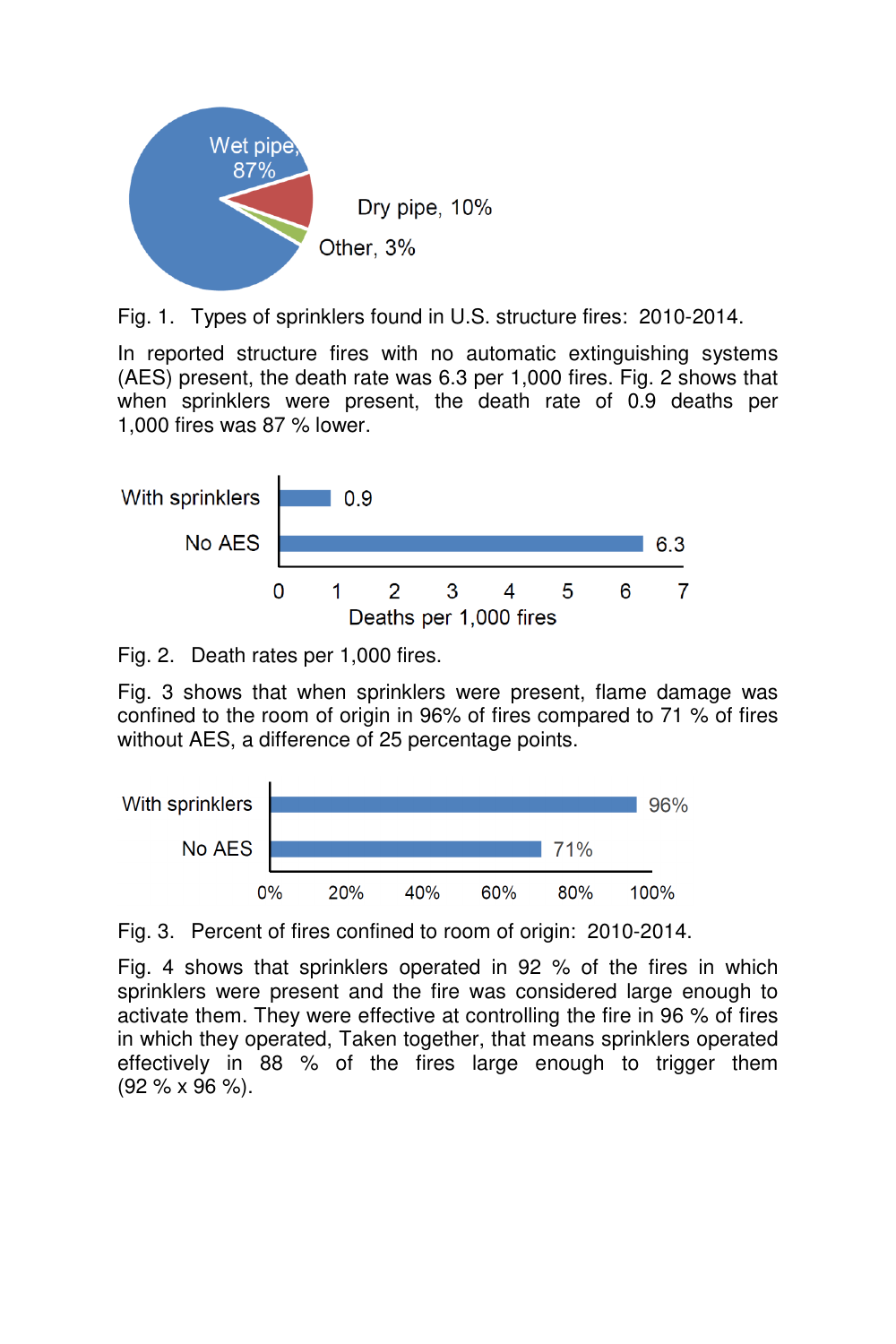Fig. 1. Types of sprinklers found in U.S. structure fires: 2010-2014.

In reported structure fires with no automatic extinguishing systems (AES) present, the death rate was 6.3 per 1,000 fires. Fig. 2 shows that when sprinklers were present, the death rate of 0.9 deaths per 1,000 fires was 87 % lower.

Fig. 2. Death rates per 1,000 fires.

Fig. 3 shows that when sprinklers were present, flame damage was confined to the room of origin in 96% of fires compared to 71 % of fires without AES, a difference of 25 percentage points.

Fig. 3. Percent of fires confined to room of origin: 2010-2014.

Fig. 4 shows that sprinklers operated in 92 % of the fires in which sprinklers were present and the fire was considered large enough to activate them. They were effective at controlling the fire in 96 % of fires in which they operated, Taken together, that means sprinklers operated effectively in 88 % of the fires large enough to trigger them (92 % x 96 %).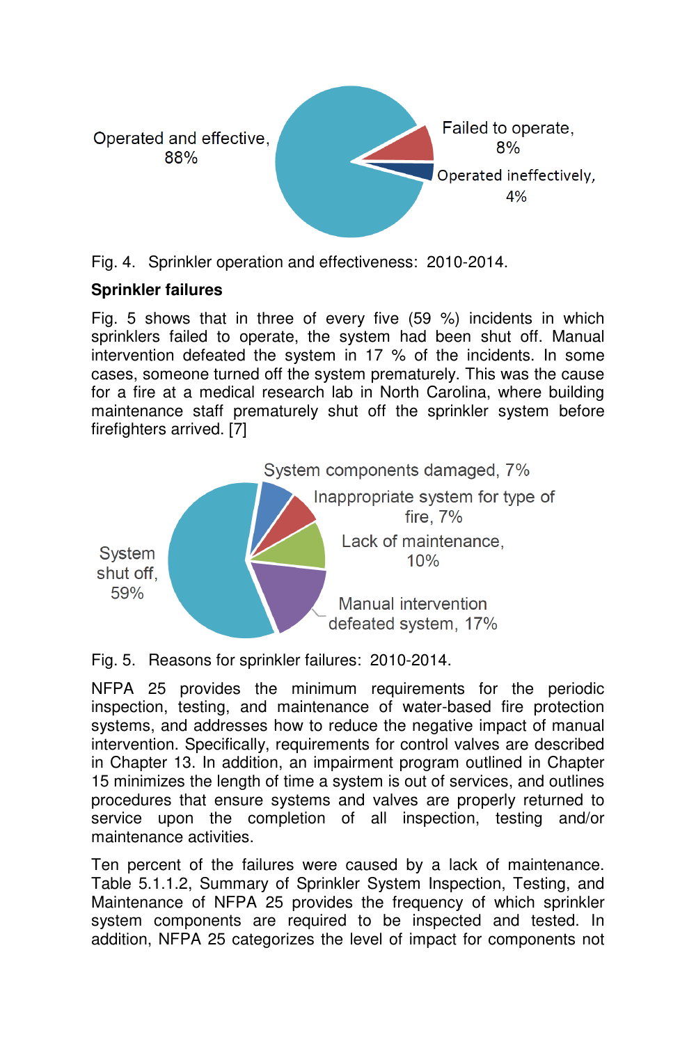Fig. 4. Sprinkler operation and effectiveness: 2010-2014.

**Sprinkler failures**

Fig. 5 shows that in three of every five (59 %) incidents in which sprinklers failed to operate, the system had been shut off. Manual intervention defeated the system in 17 % of the incidents. In some cases, someone turned off the system prematurely. This was the cause for a fire at a medical research lab in North Carolina, where building maintenance staff prematurely shut off the sprinkler system before firefighters arrived. [7]

Fig. 5. Reasons for sprinkler failures: 2010-2014.

NFPA 25 provides the minimum requirements for the periodic inspection, testing, and maintenance of water-based fire protection systems, and addresses how to reduce the negative impact of manual intervention. Specifically, requirements for control valves are described in Chapter 13. In addition, an impairment program outlined in Chapter 15 minimizes the length of time a system is out of services, and outlines procedures that ensure systems and valves are properly returned to service upon the completion of all inspection, testing and/or maintenance activities.

Ten percent of the failures were caused by a lack of maintenance. Table 5.1.1.2, Summary of Sprinkler System Inspection, Testing, and Maintenance of NFPA 25 provides the frequency of which sprinkler system components are required to be inspected and tested. In addition, NFPA 25 categorizes the level of impact for components not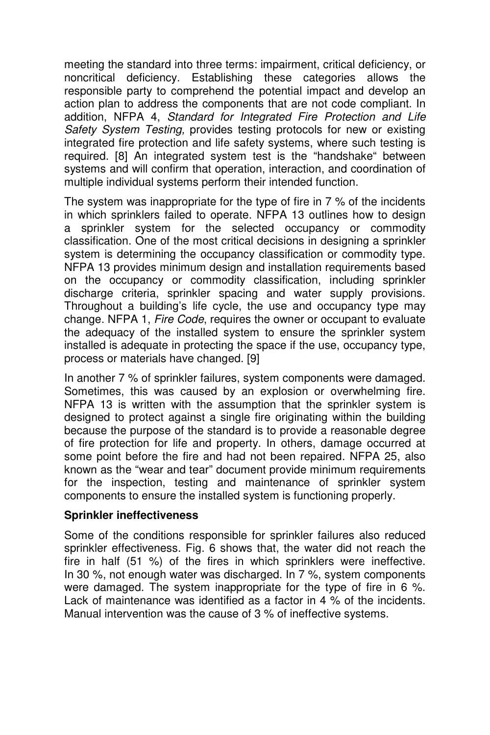meeting the standard into three terms: impairment, critical deficiency, or noncritical deficiency. Establishing these categories allows the responsible party to comprehend the potential impact and develop an action plan to address the components that are not code compliant. In addition, NFPA 4, *Standard for Integrated Fire Protection and Life Safety System Testing,* provides testing protocols for new or existing integrated fire protection and life safety systems, where such testing is required. [8] An integrated system test is the "handshake" between systems and will confirm that operation, interaction, and coordination of multiple individual systems perform their intended function.

The system was inappropriate for the type of fire in 7 % of the incidents in which sprinklers failed to operate. NFPA 13 outlines how to design a sprinkler system for the selected occupancy or commodity classification. One of the most critical decisions in designing a sprinkler system is determining the occupancy classification or commodity type. NFPA 13 provides minimum design and installation requirements based on the occupancy or commodity classification, including sprinkler discharge criteria, sprinkler spacing and water supply provisions. Throughout a building's life cycle, the use and occupancy type may change. NFPA 1, *Fire Code*, requires the owner or occupant to evaluate the adequacy of the installed system to ensure the sprinkler system installed is adequate in protecting the space if the use, occupancy type, process or materials have changed. [9]

In another 7 % of sprinkler failures, system components were damaged. Sometimes, this was caused by an explosion or overwhelming fire. NFPA 13 is written with the assumption that the sprinkler system is designed to protect against a single fire originating within the building because the purpose of the standard is to provide a reasonable degree of fire protection for life and property. In others, damage occurred at some point before the fire and had not been repaired. NFPA 25, also known as the "wear and tear" document provide minimum requirements for the inspection, testing and maintenance of sprinkler system components to ensure the installed system is functioning properly.

**Sprinkler ineffectiveness**

Some of the conditions responsible for sprinkler failures also reduced sprinkler effectiveness. Fig. 6 shows that, the water did not reach the fire in half (51 %) of the fires in which sprinklers were ineffective. In 30 %, not enough water was discharged. In 7 %, system components were damaged. The system inappropriate for the type of fire in 6 %. Lack of maintenance was identified as a factor in 4 % of the incidents. Manual intervention was the cause of 3 % of ineffective systems.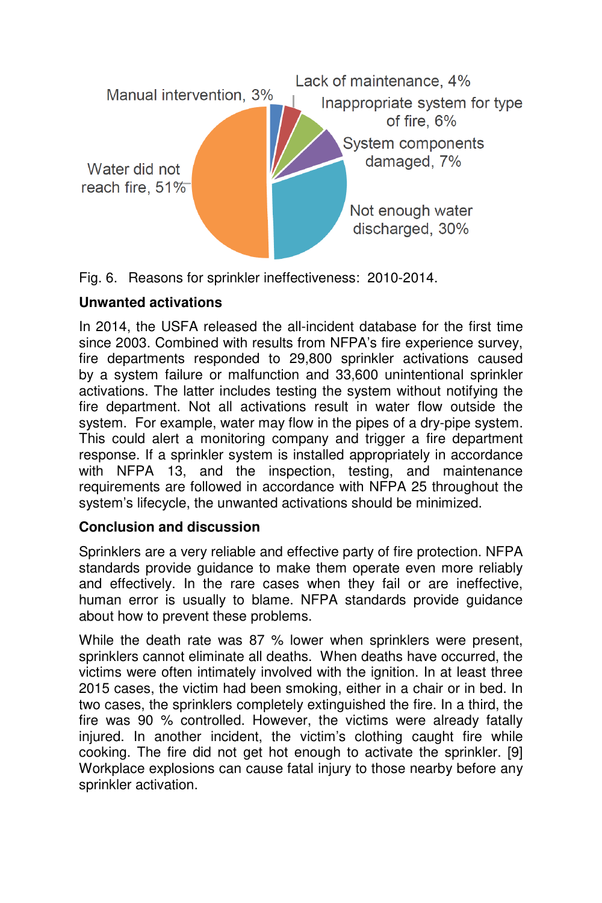Fig. 6. Reasons for sprinkler ineffectiveness: 2010-2014.

**Unwanted activations**

In 2014, the USFA released the all-incident database for the first time since 2003. Combined with results from NFPA's fire experience survey, fire departments responded to 29,800 sprinkler activations caused by a system failure or malfunction and 33,600 unintentional sprinkler activations. The latter includes testing the system without notifying the fire department. Not all activations result in water flow outside the system. For example, water may flow in the pipes of a dry-pipe system. This could alert a monitoring company and trigger a fire department response. If a sprinkler system is installed appropriately in accordance with NFPA 13, and the inspection, testing, and maintenance requirements are followed in accordance with NFPA 25 throughout the system's lifecycle, the unwanted activations should be minimized.

**Conclusion and discussion**

Sprinklers are a very reliable and effective party of fire protection. NFPA standards provide guidance to make them operate even more reliably and effectively. In the rare cases when they fail or are ineffective, human error is usually to blame. NFPA standards provide guidance about how to prevent these problems.

While the death rate was 87 % lower when sprinklers were present, sprinklers cannot eliminate all deaths. When deaths have occurred, the victims were often intimately involved with the ignition. In at least three 2015 cases, the victim had been smoking, either in a chair or in bed. In two cases, the sprinklers completely extinguished the fire. In a third, the fire was 90 % controlled. However, the victims were already fatally injured. In another incident, the victim's clothing caught fire while cooking. The fire did not get hot enough to activate the sprinkler. [9] Workplace explosions can cause fatal injury to those nearby before any sprinkler activation.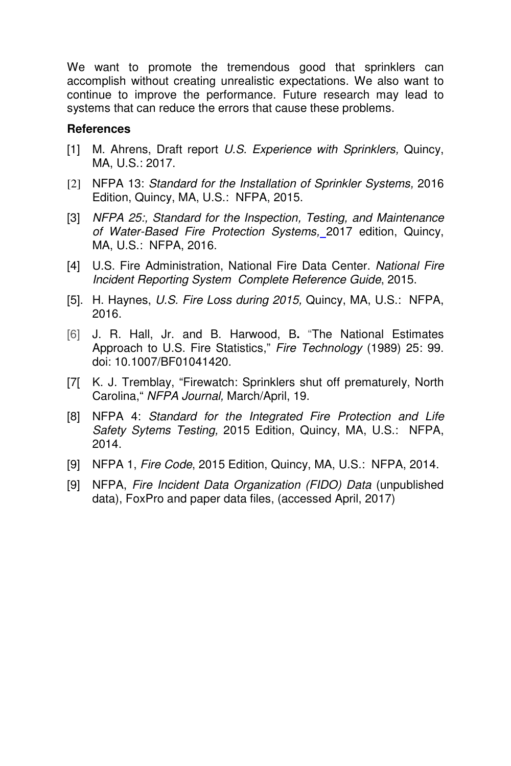We want to promote the tremendous good that sprinklers can accomplish without creating unrealistic expectations. We also want to continue to improve the performance. Future research may lead to systems that can reduce the errors that cause these problems.

**References**

[1] M. Ahrens, Draft report *U.S. Experience with Sprinklers,* Quincy, MA, U.S.: 2017.

[2] NFPA 13: *Standard for the Installation of Sprinkler Systems,* 2016 Edition, Quincy, MA, U.S.: NFPA, 2015.

[3] *NFPA 25:, Standard for the Inspection, Testing, and Maintenance of Water-Based Fire Protection Systems,* 2017 edition, Quincy, MA, U.S.: NFPA, 2016.

[4] U.S. Fire Administration, National Fire Data Center. *National Fire Incident Reporting System Complete Reference Guide*, 2015.

[5]. H. Haynes, *U.S. Fire Loss during 2015,* Quincy, MA, U.S.: NFPA, 2016.

[6] J. R. Hall, Jr. and B. Harwood, B**.** "The National Estimates Approach to U.S. Fire Statistics," *Fire Technology* (1989) 25: 99. doi: 10.1007/BF01041420.

[7[ K. J. Tremblay, "Firewatch: Sprinklers shut off prematurely, North Carolina," *NFPA Journal,* March/April, 19.

[8] NFPA 4: *Standard for the Integrated Fire Protection and Life Safety Sytems Testing,* 2015 Edition, Quincy, MA, U.S.: NFPA, 2014.

[9] NFPA 1, *Fire Code*, 2015 Edition, Quincy, MA, U.S.: NFPA, 2014.

[9] NFPA, *Fire Incident Data Organization (FIDO) Data* (unpublished data), FoxPro and paper data files, (accessed April, 2017)